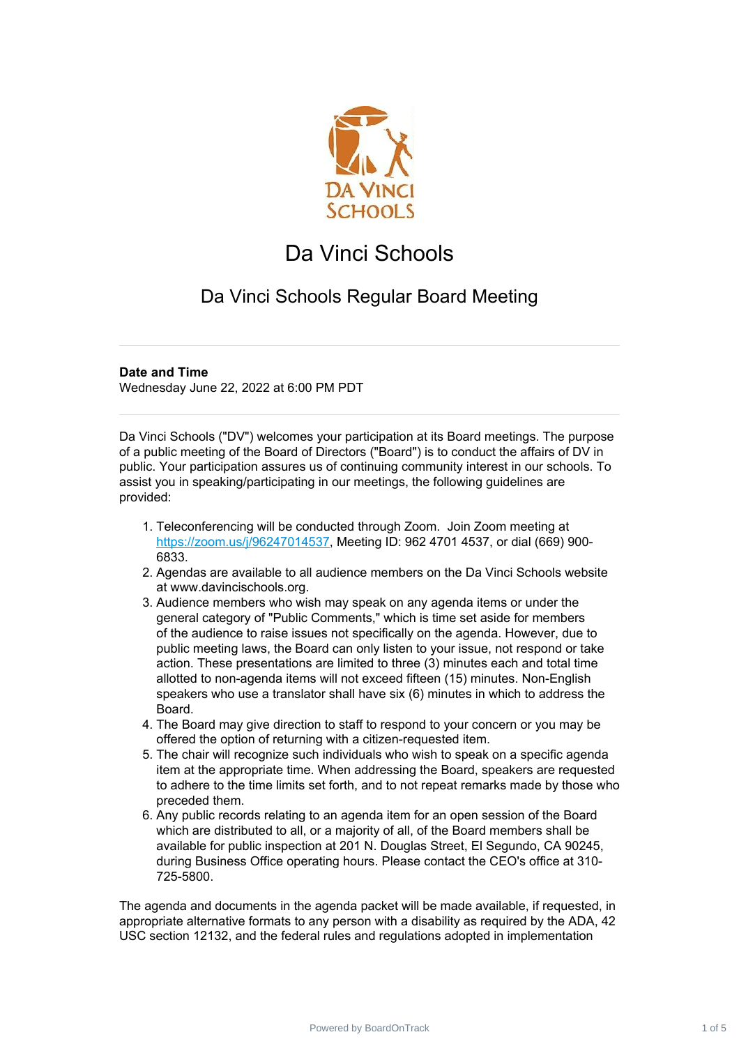# Da Vinci Schools

## Da Vinci Schools Regular Board Meeting

**Date and Time**
Wednesday June 22, 2022 at 6:00 PM PDT

Da Vinci Schools ("DV") welcomes your participation at its Board meetings. The purpose of a public meeting of the Board of Directors ("Board") is to conduct the affairs of DV in public. Your participation assures us of continuing community interest in our schools. To assist you in speaking/participating in our meetings, the following guidelines are provided:

1. Teleconferencing will be conducted through Zoom. Join Zoom meeting at https://zoom.us/j/96247014537, Meeting ID: 962 4701 4537, or dial (669) 900-6833.
2. Agendas are available to all audience members on the Da Vinci Schools website at www.davincischools.org.
3. Audience members who wish may speak on any agenda items or under the general category of "Public Comments," which is time set aside for members of the audience to raise issues not specifically on the agenda. However, due to public meeting laws, the Board can only listen to your issue, not respond or take action. These presentations are limited to three (3) minutes each and total time allotted to non-agenda items will not exceed fifteen (15) minutes. Non-English speakers who use a translator shall have six (6) minutes in which to address the Board.
4. The Board may give direction to staff to respond to your concern or you may be offered the option of returning with a citizen-requested item.
5. The chair will recognize such individuals who wish to speak on a specific agenda item at the appropriate time. When addressing the Board, speakers are requested to adhere to the time limits set forth, and to not repeat remarks made by those who preceded them.
6. Any public records relating to an agenda item for an open session of the Board which are distributed to all, or a majority of all, of the Board members shall be available for public inspection at 201 N. Douglas Street, El Segundo, CA 90245, during Business Office operating hours. Please contact the CEO's office at 310-725-5800.

The agenda and documents in the agenda packet will be made available, if requested, in appropriate alternative formats to any person with a disability as required by the ADA, 42 USC section 12132, and the federal rules and regulations adopted in implementation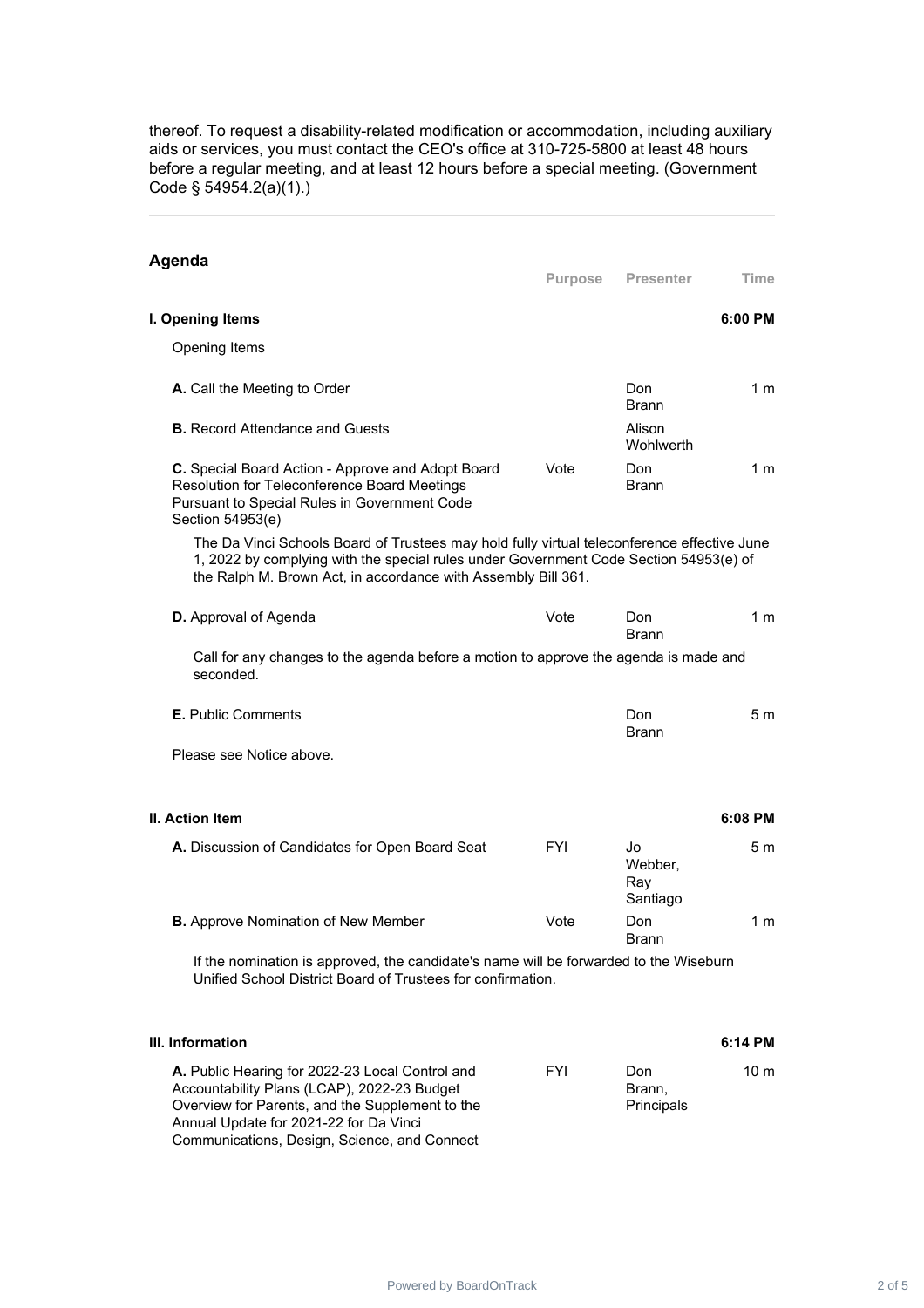thereof. To request a disability-related modification or accommodation, including auxiliary aids or services, you must contact the CEO's office at 310-725-5800 at least 48 hours before a regular meeting, and at least 12 hours before a special meeting. (Government Code § 54954.2(a)(1).)

---

## Agenda

| | Purpose | Presenter | Time |
|---|---|---|---|
| **I. Opening Items** | | | **6:00 PM** |
| Opening Items | | | |
| **A.** Call the Meeting to Order | | Don Brann | 1 m |
| **B.** Record Attendance and Guests | | Alison Wohlwerth | |
| **C.** Special Board Action - Approve and Adopt Board Resolution for Teleconference Board Meetings Pursuant to Special Rules in Government Code Section 54953(e) | Vote | Don Brann | 1 m |

The Da Vinci Schools Board of Trustees may hold fully virtual teleconference effective June 1, 2022 by complying with the special rules under Government Code Section 54953(e) of the Ralph M. Brown Act, in accordance with Assembly Bill 361.

| | Purpose | Presenter | Time |
|---|---|---|---|
| **D.** Approval of Agenda | Vote | Don Brann | 1 m |

Call for any changes to the agenda before a motion to approve the agenda is made and seconded.

| | Purpose | Presenter | Time |
|---|---|---|---|
| **E.** Public Comments | | Don Brann | 5 m |

Please see Notice above.

| | Purpose | Presenter | Time |
|---|---|---|---|
| **II. Action Item** | | | **6:08 PM** |
| **A.** Discussion of Candidates for Open Board Seat | FYI | Jo Webber, Ray Santiago | 5 m |
| **B.** Approve Nomination of New Member | Vote | Don Brann | 1 m |

If the nomination is approved, the candidate's name will be forwarded to the Wiseburn Unified School District Board of Trustees for confirmation.

| | Purpose | Presenter | Time |
|---|---|---|---|
| **III. Information** | | | **6:14 PM** |
| **A.** Public Hearing for 2022-23 Local Control and Accountability Plans (LCAP), 2022-23 Budget Overview for Parents, and the Supplement to the Annual Update for 2021-22 for Da Vinci Communications, Design, Science, and Connect | FYI | Don Brann, Principals | 10 m |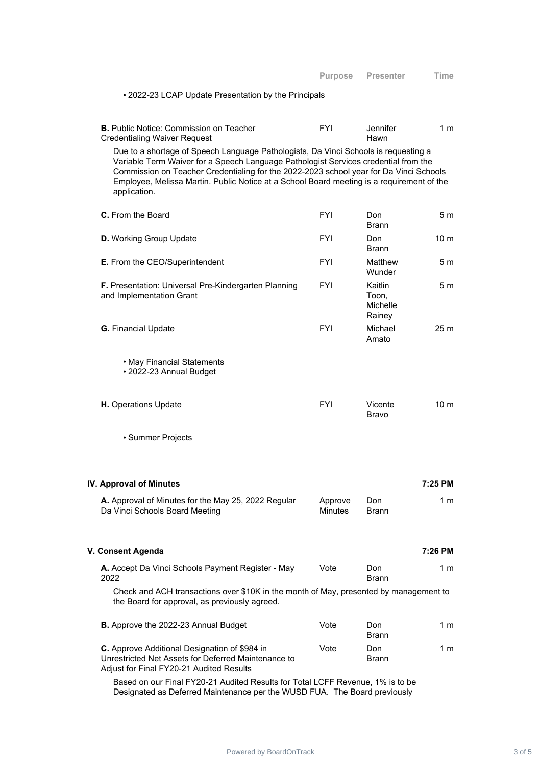| | Purpose | Presenter | Time |
|---|---|---|---|

• 2022-23 LCAP Update Presentation by the Principals

| | Purpose | Presenter | Time |
|---|---|---|---|
| **B.** Public Notice: Commission on Teacher Credentialing Waiver Request | FYI | Jennifer Hawn | 1 m |

Due to a shortage of Speech Language Pathologists, Da Vinci Schools is requesting a Variable Term Waiver for a Speech Language Pathologist Services credential from the Commission on Teacher Credentialing for the 2022-2023 school year for Da Vinci Schools Employee, Melissa Martin. Public Notice at a School Board meeting is a requirement of the application.

| | Purpose | Presenter | Time |
|---|---|---|---|
| **C.** From the Board | FYI | Don Brann | 5 m |
| **D.** Working Group Update | FYI | Don Brann | 10 m |
| **E.** From the CEO/Superintendent | FYI | Matthew Wunder | 5 m |
| **F.** Presentation: Universal Pre-Kindergarten Planning and Implementation Grant | FYI | Kaitlin Toon, Michelle Rainey | 5 m |
| **G.** Financial Update | FYI | Michael Amato | 25 m |

• May Financial Statements
• 2022-23 Annual Budget

| | Purpose | Presenter | Time |
|---|---|---|---|
| **H.** Operations Update | FYI | Vicente Bravo | 10 m |

• Summer Projects

## IV. Approval of Minutes — 7:25 PM

| | Purpose | Presenter | Time |
|---|---|---|---|
| **A.** Approval of Minutes for the May 25, 2022 Regular Da Vinci Schools Board Meeting | Approve Minutes | Don Brann | 1 m |

## V. Consent Agenda — 7:26 PM

| | Purpose | Presenter | Time |
|---|---|---|---|
| **A.** Accept Da Vinci Schools Payment Register - May 2022 | Vote | Don Brann | 1 m |

Check and ACH transactions over $10K in the month of May, presented by management to the Board for approval, as previously agreed.

| | Purpose | Presenter | Time |
|---|---|---|---|
| **B.** Approve the 2022-23 Annual Budget | Vote | Don Brann | 1 m |
| **C.** Approve Additional Designation of $984 in Unrestricted Net Assets for Deferred Maintenance to Adjust for Final FY20-21 Audited Results | Vote | Don Brann | 1 m |

Based on our Final FY20-21 Audited Results for Total LCFF Revenue, 1% is to be Designated as Deferred Maintenance per the WUSD FUA. The Board previously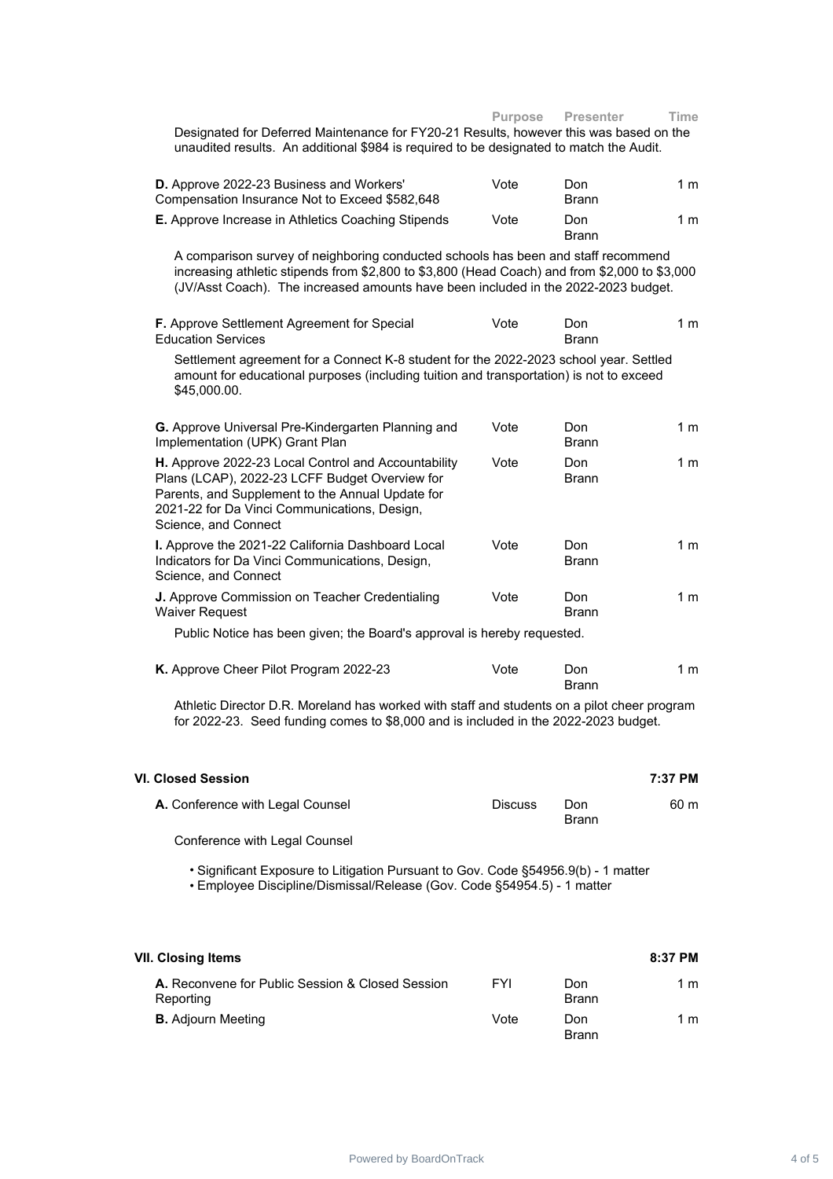| | Purpose | Presenter | Time |
|---|---|---|---|

Designated for Deferred Maintenance for FY20-21 Results, however this was based on the unaudited results. An additional $984 is required to be designated to match the Audit.

| | Purpose | Presenter | Time |
|---|---|---|---|
| **D.** Approve 2022-23 Business and Workers' Compensation Insurance Not to Exceed $582,648 | Vote | Don Brann | 1 m |
| **E.** Approve Increase in Athletics Coaching Stipends | Vote | Don Brann | 1 m |

A comparison survey of neighboring conducted schools has been and staff recommend increasing athletic stipends from $2,800 to $3,800 (Head Coach) and from $2,000 to $3,000 (JV/Asst Coach). The increased amounts have been included in the 2022-2023 budget.

| | Purpose | Presenter | Time |
|---|---|---|---|
| **F.** Approve Settlement Agreement for Special Education Services | Vote | Don Brann | 1 m |

Settlement agreement for a Connect K-8 student for the 2022-2023 school year. Settled amount for educational purposes (including tuition and transportation) is not to exceed $45,000.00.

| | Purpose | Presenter | Time |
|---|---|---|---|
| **G.** Approve Universal Pre-Kindergarten Planning and Implementation (UPK) Grant Plan | Vote | Don Brann | 1 m |
| **H.** Approve 2022-23 Local Control and Accountability Plans (LCAP), 2022-23 LCFF Budget Overview for Parents, and Supplement to the Annual Update for 2021-22 for Da Vinci Communications, Design, Science, and Connect | Vote | Don Brann | 1 m |
| **I.** Approve the 2021-22 California Dashboard Local Indicators for Da Vinci Communications, Design, Science, and Connect | Vote | Don Brann | 1 m |
| **J.** Approve Commission on Teacher Credentialing Waiver Request | Vote | Don Brann | 1 m |

Public Notice has been given; the Board's approval is hereby requested.

| | Purpose | Presenter | Time |
|---|---|---|---|
| **K.** Approve Cheer Pilot Program 2022-23 | Vote | Don Brann | 1 m |

Athletic Director D.R. Moreland has worked with staff and students on a pilot cheer program for 2022-23. Seed funding comes to $8,000 and is included in the 2022-2023 budget.

## VI. Closed Session — 7:37 PM

| | Purpose | Presenter | Time |
|---|---|---|---|
| **A.** Conference with Legal Counsel | Discuss | Don Brann | 60 m |

Conference with Legal Counsel

- Significant Exposure to Litigation Pursuant to Gov. Code §54956.9(b) - 1 matter
- Employee Discipline/Dismissal/Release (Gov. Code §54954.5) - 1 matter

## VII. Closing Items — 8:37 PM

| | Purpose | Presenter | Time |
|---|---|---|---|
| **A.** Reconvene for Public Session & Closed Session Reporting | FYI | Don Brann | 1 m |
| **B.** Adjourn Meeting | Vote | Don Brann | 1 m |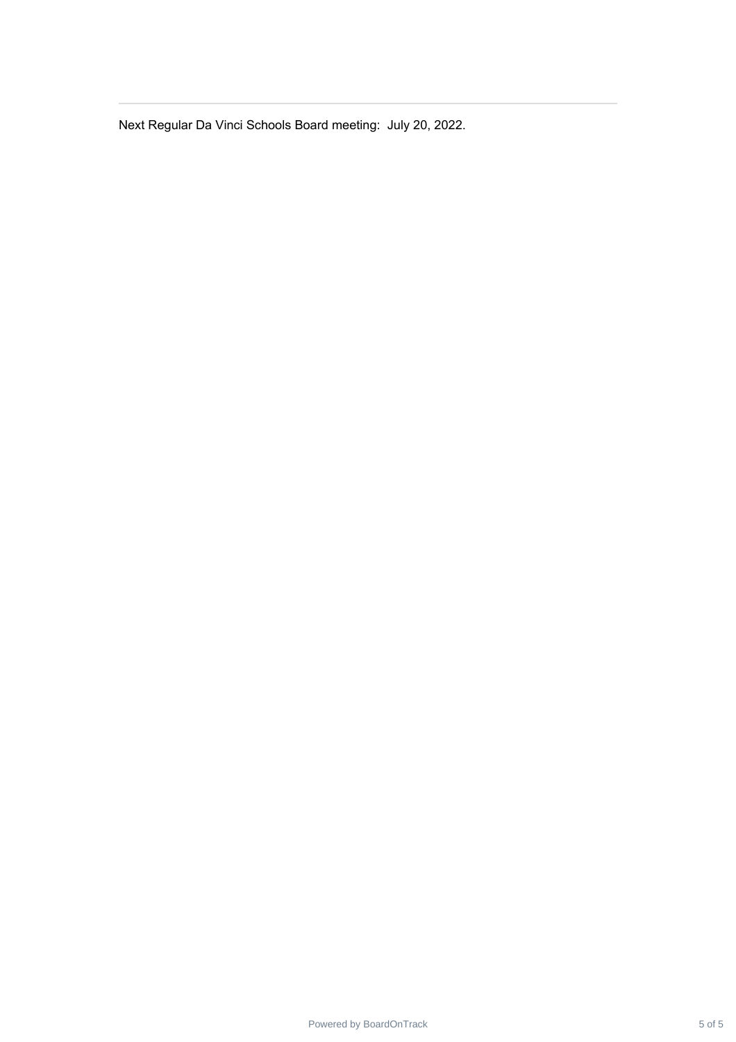---

Next Regular Da Vinci Schools Board meeting: July 20, 2022.